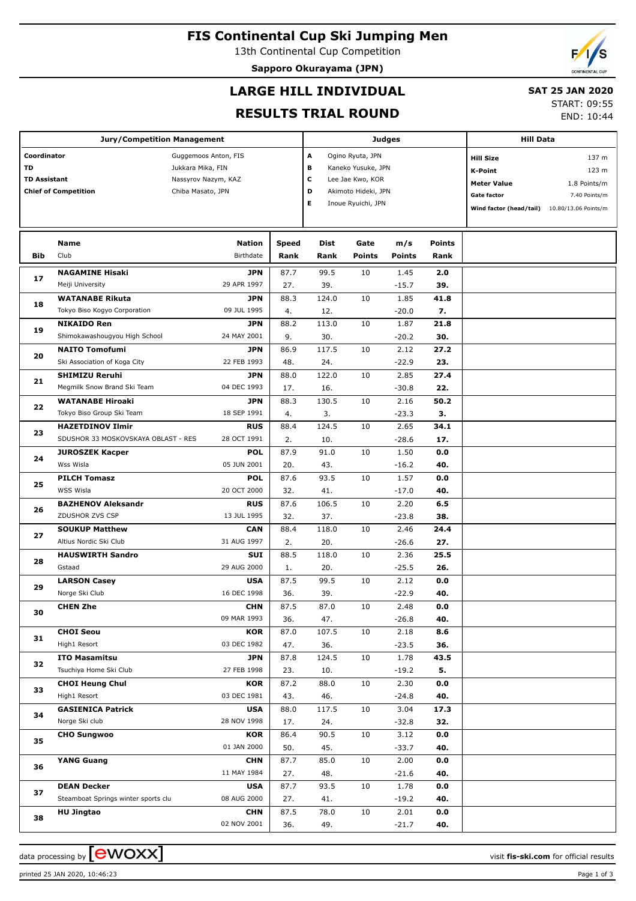# FIS Continental Cup Ski Jumping Men

13th Continental Cup Competition

**Sapporo Okurayama (JPN)**

## LARGE HILL INDIVIDUAL

## RESULTS TRIAL ROUND

**SAT 25 JAN 2020**

START: 09:55

END: 10:44

| Jury/Competition Management | |
|---|---|
| Coordinator | Guggemoos Anton, FIS |
| TD | Jukkara Mika, FIN |
| TD Assistant | Nassyrov Nazym, KAZ |
| Chief of Competition | Chiba Masato, JPN |

| Judges | |
|---|---|
| A | Ogino Ryuta, JPN |
| B | Kaneko Yusuke, JPN |
| C | Lee Jae Kwo, KOR |
| D | Akimoto Hideki, JPN |
| E | Inoue Ryuichi, JPN |

| Hill Data | |
|---|---|
| Hill Size | 137 m |
| K-Point | 123 m |
| Meter Value | 1.8 Points/m |
| Gate factor | 7.40 Points/m |
| Wind factor (head/tail) | 10.80/13.06 Points/m |

| Bib | Name / Club | Nation / Birthdate | Speed / Rank | Dist / Rank | Gate / Points | m/s / Points | Points / Rank |
|---|---|---|---|---|---|---|---|
| 17 | **NAGAMINE Hisaki** | **JPN** | 87.7 | 99.5 | 10 | 1.45 | **2.0** |
| | Meiji University | 29 APR 1997 | 27. | 39. | | -15.7 | **39.** |
| 18 | **WATANABE Rikuta** | **JPN** | 88.3 | 124.0 | 10 | 1.85 | **41.8** |
| | Tokyo Biso Kogyo Corporation | 09 JUL 1995 | 4. | 12. | | -20.0 | **7.** |
| 19 | **NIKAIDO Ren** | **JPN** | 88.2 | 113.0 | 10 | 1.87 | **21.8** |
| | Shimokawashougyou High School | 24 MAY 2001 | 9. | 30. | | -20.2 | **30.** |
| 20 | **NAITO Tomofumi** | **JPN** | 86.9 | 117.5 | 10 | 2.12 | **27.2** |
| | Ski Association of Koga City | 22 FEB 1993 | 48. | 24. | | -22.9 | **23.** |
| 21 | **SHIMIZU Reruhi** | **JPN** | 88.0 | 122.0 | 10 | 2.85 | **27.4** |
| | Megmilk Snow Brand Ski Team | 04 DEC 1993 | 17. | 16. | | -30.8 | **22.** |
| 22 | **WATANABE Hiroaki** | **JPN** | 88.3 | 130.5 | 10 | 2.16 | **50.2** |
| | Tokyo Biso Group Ski Team | 18 SEP 1991 | 4. | 3. | | -23.3 | **3.** |
| 23 | **HAZETDINOV Ilmir** | **RUS** | 88.4 | 124.5 | 10 | 2.65 | **34.1** |
| | SDUSHOR 33 MOSKOVSKAYA OBLAST - RES | 28 OCT 1991 | 2. | 10. | | -28.6 | **17.** |
| 24 | **JUROSZEK Kacper** | **POL** | 87.9 | 91.0 | 10 | 1.50 | **0.0** |
| | Wss Wisla | 05 JUN 2001 | 20. | 43. | | -16.2 | **40.** |
| 25 | **PILCH Tomasz** | **POL** | 87.6 | 93.5 | 10 | 1.57 | **0.0** |
| | WSS Wisla | 20 OCT 2000 | 32. | 41. | | -17.0 | **40.** |
| 26 | **BAZHENOV Aleksandr** | **RUS** | 87.6 | 106.5 | 10 | 2.20 | **6.5** |
| | ZDUSHOR ZVS CSP | 13 JUL 1995 | 32. | 37. | | -23.8 | **38.** |
| 27 | **SOUKUP Matthew** | **CAN** | 88.4 | 118.0 | 10 | 2.46 | **24.4** |
| | Altius Nordic Ski Club | 31 AUG 1997 | 2. | 20. | | -26.6 | **27.** |
| 28 | **HAUSWIRTH Sandro** | **SUI** | 88.5 | 118.0 | 10 | 2.36 | **25.5** |
| | Gstaad | 29 AUG 2000 | 1. | 20. | | -25.5 | **26.** |
| 29 | **LARSON Casey** | **USA** | 87.5 | 99.5 | 10 | 2.12 | **0.0** |
| | Norge Ski Club | 16 DEC 1998 | 36. | 39. | | -22.9 | **40.** |
| 30 | **CHEN Zhe** | **CHN** | 87.5 | 87.0 | 10 | 2.48 | **0.0** |
| | | 09 MAR 1993 | 36. | 47. | | -26.8 | **40.** |
| 31 | **CHOI Seou** | **KOR** | 87.0 | 107.5 | 10 | 2.18 | **8.6** |
| | High1 Resort | 03 DEC 1982 | 47. | 36. | | -23.5 | **36.** |
| 32 | **ITO Masamitsu** | **JPN** | 87.8 | 124.5 | 10 | 1.78 | **43.5** |
| | Tsuchiya Home Ski Club | 27 FEB 1998 | 23. | 10. | | -19.2 | **5.** |
| 33 | **CHOI Heung Chul** | **KOR** | 87.2 | 88.0 | 10 | 2.30 | **0.0** |
| | High1 Resort | 03 DEC 1981 | 43. | 46. | | -24.8 | **40.** |
| 34 | **GASIENICA Patrick** | **USA** | 88.0 | 117.5 | 10 | 3.04 | **17.3** |
| | Norge Ski club | 28 NOV 1998 | 17. | 24. | | -32.8 | **32.** |
| 35 | **CHO Sungwoo** | **KOR** | 86.4 | 90.5 | 10 | 3.12 | **0.0** |
| | | 01 JAN 2000 | 50. | 45. | | -33.7 | **40.** |
| 36 | **YANG Guang** | **CHN** | 87.7 | 85.0 | 10 | 2.00 | **0.0** |
| | | 11 MAY 1984 | 27. | 48. | | -21.6 | **40.** |
| 37 | **DEAN Decker** | **USA** | 87.7 | 93.5 | 10 | 1.78 | **0.0** |
| | Steamboat Springs winter sports clu | 08 AUG 2000 | 27. | 41. | | -19.2 | **40.** |
| 38 | **HU Jingtao** | **CHN** | 87.5 | 78.0 | 10 | 2.01 | **0.0** |
| | | 02 NOV 2001 | 36. | 49. | | -21.7 | **40.** |

data processing by ewoxx — visit **fis-ski.com** for official results

printed 25 JAN 2020, 10:46:23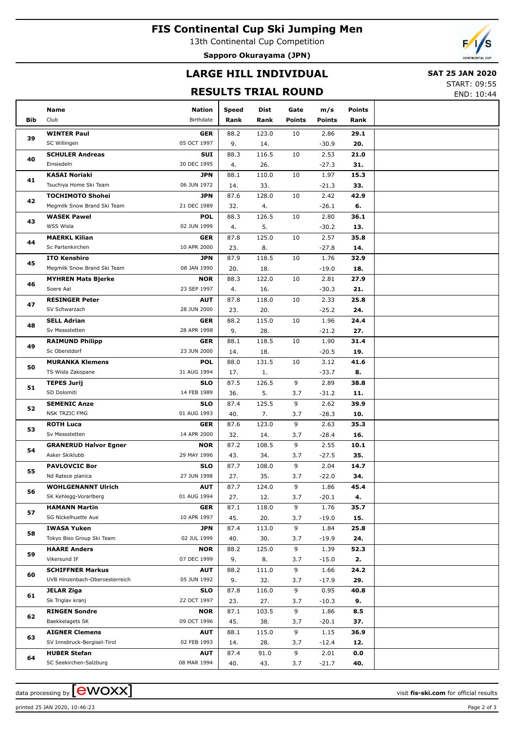# FIS Continental Cup Ski Jumping Men

13th Continental Cup Competition

**Sapporo Okurayama (JPN)**

## LARGE HILL INDIVIDUAL

## RESULTS TRIAL ROUND

**SAT 25 JAN 2020**

START: 09:55
END: 10:44

| Bib | Name / Club | Nation / Birthdate | Speed / Rank | Dist / Rank | Gate / Points | m/s / Points | Points / Rank |
|---|---|---|---|---|---|---|---|
| 39 | **WINTER Paul** | **GER** | 88.2 | 123.0 | 10 | 2.86 | **29.1** |
| | SC Willingen | 05 OCT 1997 | 9. | 14. | | -30.9 | **20.** |
| 40 | **SCHULER Andreas** | **SUI** | 88.3 | 116.5 | 10 | 2.53 | **21.0** |
| | Einsiedeln | 30 DEC 1995 | 4. | 26. | | -27.3 | **31.** |
| 41 | **KASAI Noriaki** | **JPN** | 88.1 | 110.0 | 10 | 1.97 | **15.3** |
| | Tsuchiya Home Ski Team | 06 JUN 1972 | 14. | 33. | | -21.3 | **33.** |
| 42 | **TOCHIMOTO Shohei** | **JPN** | 87.6 | 128.0 | 10 | 2.42 | **42.9** |
| | Megmilk Snow Brand Ski Team | 21 DEC 1989 | 32. | 4. | | -26.1 | **6.** |
| 43 | **WASEK Pawel** | **POL** | 88.3 | 126.5 | 10 | 2.80 | **36.1** |
| | WSS Wisla | 02 JUN 1999 | 4. | 5. | | -30.2 | **13.** |
| 44 | **MAERKL Kilian** | **GER** | 87.8 | 125.0 | 10 | 2.57 | **35.8** |
| | Sc Partenkirchen | 10 APR 2000 | 23. | 8. | | -27.8 | **14.** |
| 45 | **ITO Kenshiro** | **JPN** | 87.9 | 118.5 | 10 | 1.76 | **32.9** |
| | Megmilk Snow Brand Ski Team | 08 JAN 1990 | 20. | 18. | | -19.0 | **18.** |
| 46 | **MYHREN Mats Bjerke** | **NOR** | 88.3 | 122.0 | 10 | 2.81 | **27.9** |
| | Soere Aal | 23 SEP 1997 | 4. | 16. | | -30.3 | **21.** |
| 47 | **RESINGER Peter** | **AUT** | 87.8 | 118.0 | 10 | 2.33 | **25.8** |
| | SV Schwarzach | 28 JUN 2000 | 23. | 20. | | -25.2 | **24.** |
| 48 | **SELL Adrian** | **GER** | 88.2 | 115.0 | 10 | 1.96 | **24.4** |
| | Sv Messstetten | 28 APR 1998 | 9. | 28. | | -21.2 | **27.** |
| 49 | **RAIMUND Philipp** | **GER** | 88.1 | 118.5 | 10 | 1.90 | **31.4** |
| | Sc Oberstdorf | 23 JUN 2000 | 14. | 18. | | -20.5 | **19.** |
| 50 | **MURANKA Klemens** | **POL** | 88.0 | 131.5 | 10 | 3.12 | **41.6** |
| | TS Wisla Zakopane | 31 AUG 1994 | 17. | 1. | | -33.7 | **8.** |
| 51 | **TEPES Jurij** | **SLO** | 87.5 | 126.5 | 9 | 2.89 | **38.8** |
| | SD Dolomiti | 14 FEB 1989 | 36. | 5. | 3.7 | -31.2 | **11.** |
| 52 | **SEMENIC Anze** | **SLO** | 87.4 | 125.5 | 9 | 2.62 | **39.9** |
| | NSK TRZIC FMG | 01 AUG 1993 | 40. | 7. | 3.7 | -28.3 | **10.** |
| 53 | **ROTH Luca** | **GER** | 87.6 | 123.0 | 9 | 2.63 | **35.3** |
| | Sv Messstetten | 14 APR 2000 | 32. | 14. | 3.7 | -28.4 | **16.** |
| 54 | **GRANERUD Halvor Egner** | **NOR** | 87.2 | 108.5 | 9 | 2.55 | **10.1** |
| | Asker Skiklubb | 29 MAY 1996 | 43. | 34. | 3.7 | -27.5 | **35.** |
| 55 | **PAVLOVCIC Bor** | **SLO** | 87.7 | 108.0 | 9 | 2.04 | **14.7** |
| | Nd Ratece planica | 27 JUN 1998 | 27. | 35. | 3.7 | -22.0 | **34.** |
| 56 | **WOHLGENANNT Ulrich** | **AUT** | 87.7 | 124.0 | 9 | 1.86 | **45.4** |
| | SK Kehlegg-Vorarlberg | 01 AUG 1994 | 27. | 12. | 3.7 | -20.1 | **4.** |
| 57 | **HAMANN Martin** | **GER** | 87.1 | 118.0 | 9 | 1.76 | **35.7** |
| | SG Nickelhuette Aue | 10 APR 1997 | 45. | 20. | 3.7 | -19.0 | **15.** |
| 58 | **IWASA Yuken** | **JPN** | 87.4 | 113.0 | 9 | 1.84 | **25.8** |
| | Tokyo Biso Group Ski Team | 02 JUL 1999 | 40. | 30. | 3.7 | -19.9 | **24.** |
| 59 | **HAARE Anders** | **NOR** | 88.2 | 125.0 | 9 | 1.39 | **52.3** |
| | Vikersund IF | 07 DEC 1999 | 9. | 8. | 3.7 | -15.0 | **2.** |
| 60 | **SCHIFFNER Markus** | **AUT** | 88.2 | 111.0 | 9 | 1.66 | **24.2** |
| | UVB Hinzenbach-Oberoesterreich | 05 JUN 1992 | 9. | 32. | 3.7 | -17.9 | **29.** |
| 61 | **JELAR Ziga** | **SLO** | 87.8 | 116.0 | 9 | 0.95 | **40.8** |
| | Sk Triglav kranj | 22 OCT 1997 | 23. | 27. | 3.7 | -10.3 | **9.** |
| 62 | **RINGEN Sondre** | **NOR** | 87.1 | 103.5 | 9 | 1.86 | **8.5** |
| | Baekkelagets SK | 09 OCT 1996 | 45. | 38. | 3.7 | -20.1 | **37.** |
| 63 | **AIGNER Clemens** | **AUT** | 88.1 | 115.0 | 9 | 1.15 | **36.9** |
| | SV Innsbruck-Bergisel-Tirol | 02 FEB 1993 | 14. | 28. | 3.7 | -12.4 | **12.** |
| 64 | **HUBER Stefan** | **AUT** | 87.4 | 91.0 | 9 | 2.01 | **0.0** |
| | SC Seekirchen-Salzburg | 08 MAR 1994 | 40. | 43. | 3.7 | -21.7 | **40.** |

data processing by ewoxx — visit **fis-ski.com** for official results

printed 25 JAN 2020, 10:46:23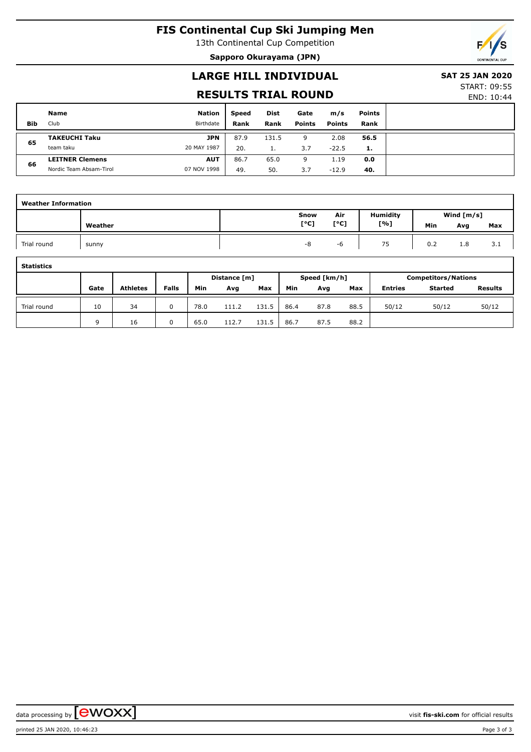# FIS Continental Cup Ski Jumping Men

13th Continental Cup Competition

**Sapporo Okurayama (JPN)**

## LARGE HILL INDIVIDUAL

## RESULTS TRIAL ROUND

**SAT 25 JAN 2020**

START: 09:55

END: 10:44

| Bib | Name / Club | Nation / Birthdate | Speed / Rank | Dist / Rank | Gate / Points | m/s / Points | Points / Rank |
|---|---|---|---|---|---|---|---|
| 65 | **TAKEUCHI Taku** | **JPN** | 87.9 | 131.5 | 9 | 2.08 | **56.5** |
| | team taku | 20 MAY 1987 | 20. | 1. | 3.7 | -22.5 | **1.** |
| 66 | **LEITNER Clemens** | **AUT** | 86.7 | 65.0 | 9 | 1.19 | **0.0** |
| | Nordic Team Absam-Tirol | 07 NOV 1998 | 49. | 50. | 3.7 | -12.9 | **40.** |

**Weather Information**

| | Weather | Snow [°C] | Air [°C] | Humidity [%] | Wind [m/s] Min | Avg | Max |
|---|---|---|---|---|---|---|---|
| Trial round | sunny | -8 | -6 | 75 | 0.2 | 1.8 | 3.1 |

**Statistics**

| | Gate | Athletes | Falls | Distance [m] Min | Avg | Max | Speed [km/h] Min | Avg | Max | Competitors/Nations Entries | Started | Results |
|---|---|---|---|---|---|---|---|---|---|---|---|---|
| Trial round | 10 | 34 | 0 | 78.0 | 111.2 | 131.5 | 86.4 | 87.8 | 88.5 | 50/12 | 50/12 | 50/12 |
| | 9 | 16 | 0 | 65.0 | 112.7 | 131.5 | 86.7 | 87.5 | 88.2 | | | |

data processing by [ewoxx]

visit **fis-ski.com** for official results

printed 25 JAN 2020, 10:46:23